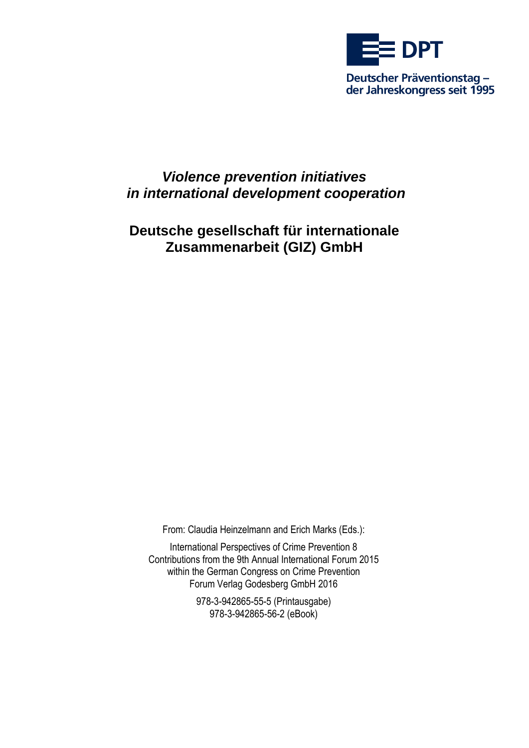DPT

Deutscher Präventionstag – der Jahreskongress seit 1995

# *Violence prevention initiatives in international development cooperation*

## Deutsche gesellschaft für internationale Zusammenarbeit (GIZ) GmbH

From: Claudia Heinzelmann and Erich Marks (Eds.):

International Perspectives of Crime Prevention 8
Contributions from the 9th Annual International Forum 2015
within the German Congress on Crime Prevention
Forum Verlag Godesberg GmbH 2016

978-3-942865-55-5 (Printausgabe)
978-3-942865-56-2 (eBook)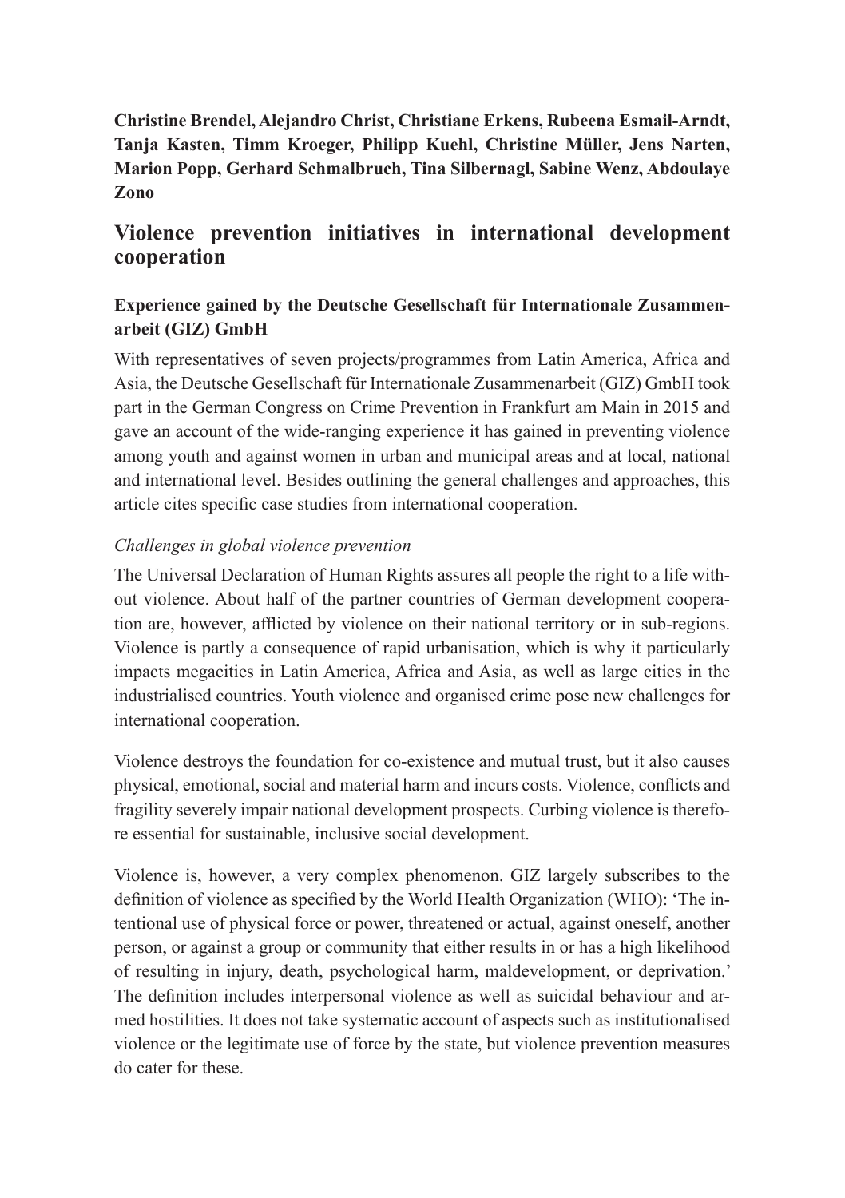**Christine Brendel, Alejandro Christ, Christiane Erkens, Rubeena Esmail-Arndt, Tanja Kasten, Timm Kroeger, Philipp Kuehl, Christine Müller, Jens Narten, Marion Popp, Gerhard Schmalbruch, Tina Silbernagl, Sabine Wenz, Abdoulaye Zono**

# Violence prevention initiatives in international development cooperation

## Experience gained by the Deutsche Gesellschaft für Internationale Zusammenarbeit (GIZ) GmbH

With representatives of seven projects/programmes from Latin America, Africa and Asia, the Deutsche Gesellschaft für Internationale Zusammenarbeit (GIZ) GmbH took part in the German Congress on Crime Prevention in Frankfurt am Main in 2015 and gave an account of the wide-ranging experience it has gained in preventing violence among youth and against women in urban and municipal areas and at local, national and international level. Besides outlining the general challenges and approaches, this article cites specific case studies from international cooperation.

### *Challenges in global violence prevention*

The Universal Declaration of Human Rights assures all people the right to a life without violence. About half of the partner countries of German development cooperation are, however, afflicted by violence on their national territory or in sub-regions. Violence is partly a consequence of rapid urbanisation, which is why it particularly impacts megacities in Latin America, Africa and Asia, as well as large cities in the industrialised countries. Youth violence and organised crime pose new challenges for international cooperation.

Violence destroys the foundation for co-existence and mutual trust, but it also causes physical, emotional, social and material harm and incurs costs. Violence, conflicts and fragility severely impair national development prospects. Curbing violence is therefore essential for sustainable, inclusive social development.

Violence is, however, a very complex phenomenon. GIZ largely subscribes to the definition of violence as specified by the World Health Organization (WHO): 'The intentional use of physical force or power, threatened or actual, against oneself, another person, or against a group or community that either results in or has a high likelihood of resulting in injury, death, psychological harm, maldevelopment, or deprivation.' The definition includes interpersonal violence as well as suicidal behaviour and armed hostilities. It does not take systematic account of aspects such as institutionalised violence or the legitimate use of force by the state, but violence prevention measures do cater for these.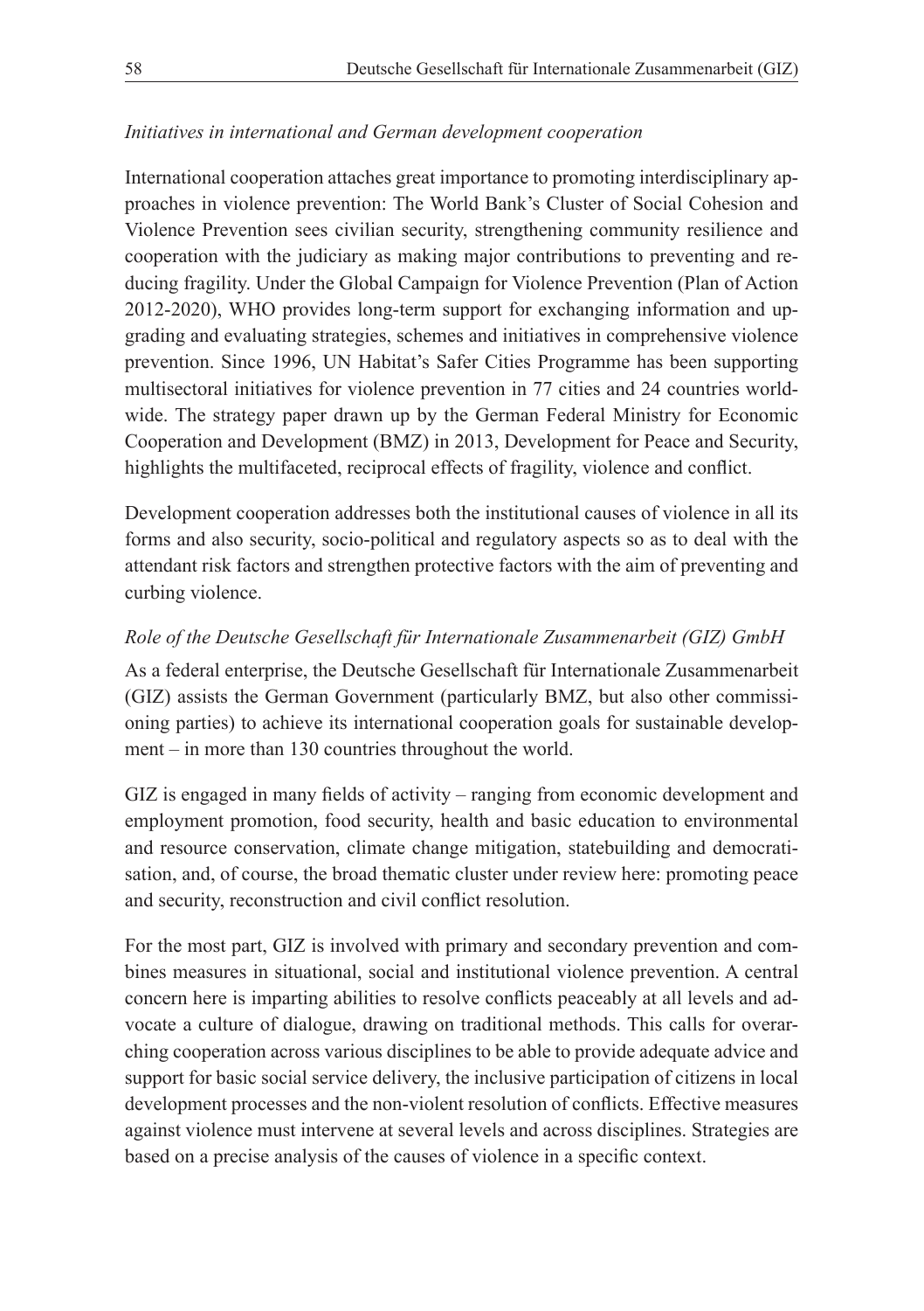*Initiatives in international and German development cooperation*

International cooperation attaches great importance to promoting interdisciplinary approaches in violence prevention: The World Bank's Cluster of Social Cohesion and Violence Prevention sees civilian security, strengthening community resilience and cooperation with the judiciary as making major contributions to preventing and reducing fragility. Under the Global Campaign for Violence Prevention (Plan of Action 2012-2020), WHO provides long-term support for exchanging information and upgrading and evaluating strategies, schemes and initiatives in comprehensive violence prevention. Since 1996, UN Habitat's Safer Cities Programme has been supporting multisectoral initiatives for violence prevention in 77 cities and 24 countries worldwide. The strategy paper drawn up by the German Federal Ministry for Economic Cooperation and Development (BMZ) in 2013, Development for Peace and Security, highlights the multifaceted, reciprocal effects of fragility, violence and conflict.

Development cooperation addresses both the institutional causes of violence in all its forms and also security, socio-political and regulatory aspects so as to deal with the attendant risk factors and strengthen protective factors with the aim of preventing and curbing violence.

*Role of the Deutsche Gesellschaft für Internationale Zusammenarbeit (GIZ) GmbH*

As a federal enterprise, the Deutsche Gesellschaft für Internationale Zusammenarbeit (GIZ) assists the German Government (particularly BMZ, but also other commissioning parties) to achieve its international cooperation goals for sustainable development – in more than 130 countries throughout the world.

GIZ is engaged in many fields of activity – ranging from economic development and employment promotion, food security, health and basic education to environmental and resource conservation, climate change mitigation, statebuilding and democratisation, and, of course, the broad thematic cluster under review here: promoting peace and security, reconstruction and civil conflict resolution.

For the most part, GIZ is involved with primary and secondary prevention and combines measures in situational, social and institutional violence prevention. A central concern here is imparting abilities to resolve conflicts peaceably at all levels and advocate a culture of dialogue, drawing on traditional methods. This calls for overarching cooperation across various disciplines to be able to provide adequate advice and support for basic social service delivery, the inclusive participation of citizens in local development processes and the non-violent resolution of conflicts. Effective measures against violence must intervene at several levels and across disciplines. Strategies are based on a precise analysis of the causes of violence in a specific context.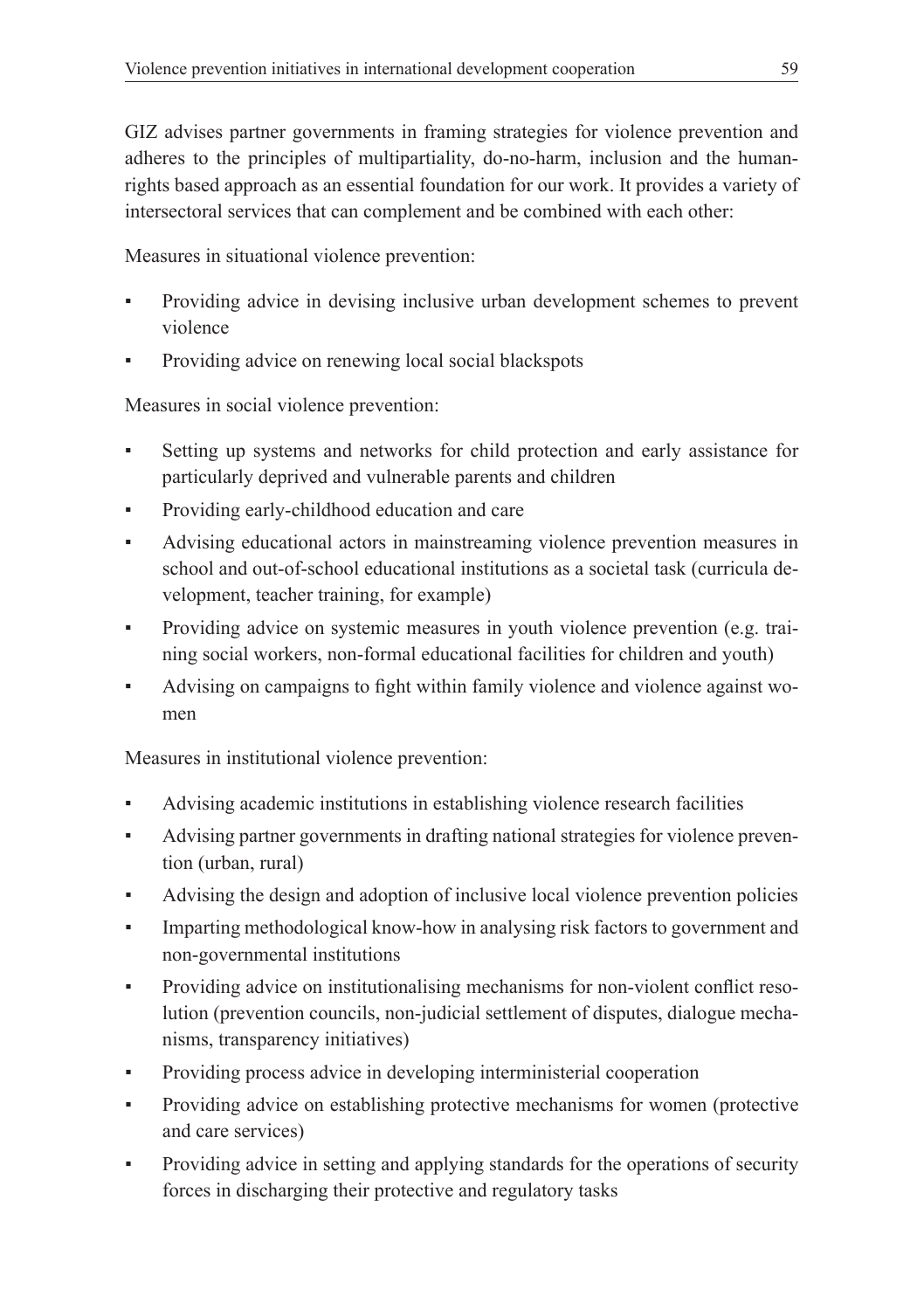GIZ advises partner governments in framing strategies for violence prevention and adheres to the principles of multipartiality, do-no-harm, inclusion and the human-rights based approach as an essential foundation for our work. It provides a variety of intersectoral services that can complement and be combined with each other:

Measures in situational violence prevention:

- Providing advice in devising inclusive urban development schemes to prevent violence
- Providing advice on renewing local social blackspots

Measures in social violence prevention:

- Setting up systems and networks for child protection and early assistance for particularly deprived and vulnerable parents and children
- Providing early-childhood education and care
- Advising educational actors in mainstreaming violence prevention measures in school and out-of-school educational institutions as a societal task (curricula development, teacher training, for example)
- Providing advice on systemic measures in youth violence prevention (e.g. training social workers, non-formal educational facilities for children and youth)
- Advising on campaigns to fight within family violence and violence against women

Measures in institutional violence prevention:

- Advising academic institutions in establishing violence research facilities
- Advising partner governments in drafting national strategies for violence prevention (urban, rural)
- Advising the design and adoption of inclusive local violence prevention policies
- Imparting methodological know-how in analysing risk factors to government and non-governmental institutions
- Providing advice on institutionalising mechanisms for non-violent conflict resolution (prevention councils, non-judicial settlement of disputes, dialogue mechanisms, transparency initiatives)
- Providing process advice in developing interministerial cooperation
- Providing advice on establishing protective mechanisms for women (protective and care services)
- Providing advice in setting and applying standards for the operations of security forces in discharging their protective and regulatory tasks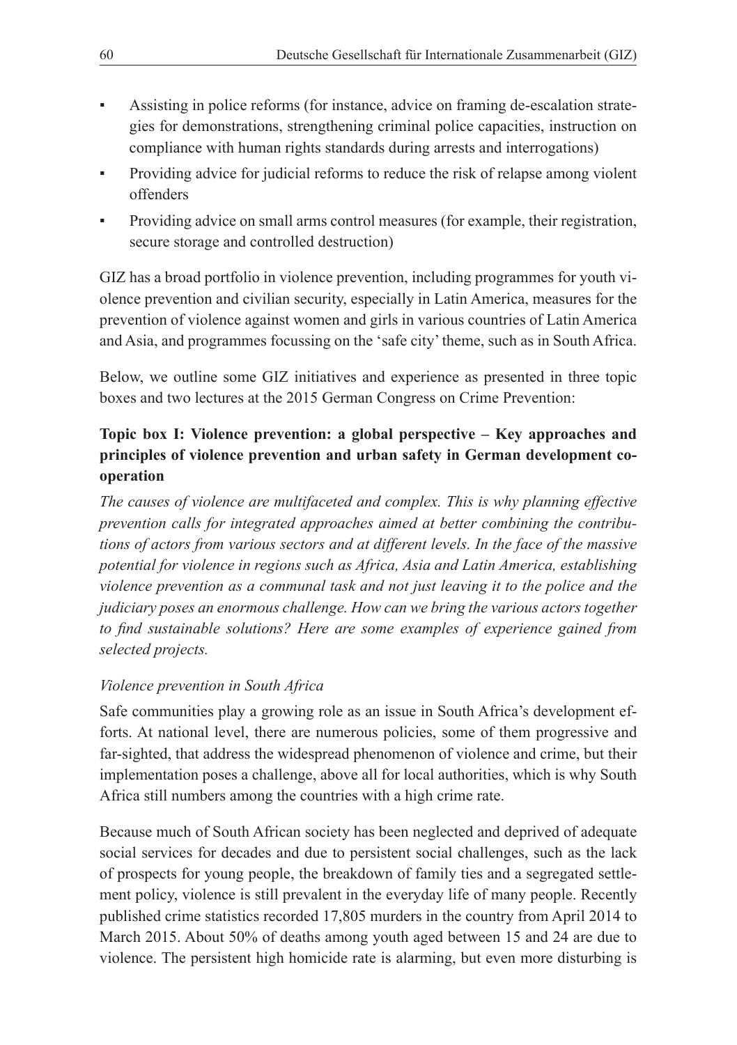- Assisting in police reforms (for instance, advice on framing de-escalation strategies for demonstrations, strengthening criminal police capacities, instruction on compliance with human rights standards during arrests and interrogations)
- Providing advice for judicial reforms to reduce the risk of relapse among violent offenders
- Providing advice on small arms control measures (for example, their registration, secure storage and controlled destruction)

GIZ has a broad portfolio in violence prevention, including programmes for youth violence prevention and civilian security, especially in Latin America, measures for the prevention of violence against women and girls in various countries of Latin America and Asia, and programmes focussing on the 'safe city' theme, such as in South Africa.

Below, we outline some GIZ initiatives and experience as presented in three topic boxes and two lectures at the 2015 German Congress on Crime Prevention:

### Topic box I: Violence prevention: a global perspective – Key approaches and principles of violence prevention and urban safety in German development cooperation

*The causes of violence are multifaceted and complex. This is why planning effective prevention calls for integrated approaches aimed at better combining the contributions of actors from various sectors and at different levels. In the face of the massive potential for violence in regions such as Africa, Asia and Latin America, establishing violence prevention as a communal task and not just leaving it to the police and the judiciary poses an enormous challenge. How can we bring the various actors together to find sustainable solutions? Here are some examples of experience gained from selected projects.*

*Violence prevention in South Africa*

Safe communities play a growing role as an issue in South Africa's development efforts. At national level, there are numerous policies, some of them progressive and far-sighted, that address the widespread phenomenon of violence and crime, but their implementation poses a challenge, above all for local authorities, which is why South Africa still numbers among the countries with a high crime rate.

Because much of South African society has been neglected and deprived of adequate social services for decades and due to persistent social challenges, such as the lack of prospects for young people, the breakdown of family ties and a segregated settlement policy, violence is still prevalent in the everyday life of many people. Recently published crime statistics recorded 17,805 murders in the country from April 2014 to March 2015. About 50% of deaths among youth aged between 15 and 24 are due to violence. The persistent high homicide rate is alarming, but even more disturbing is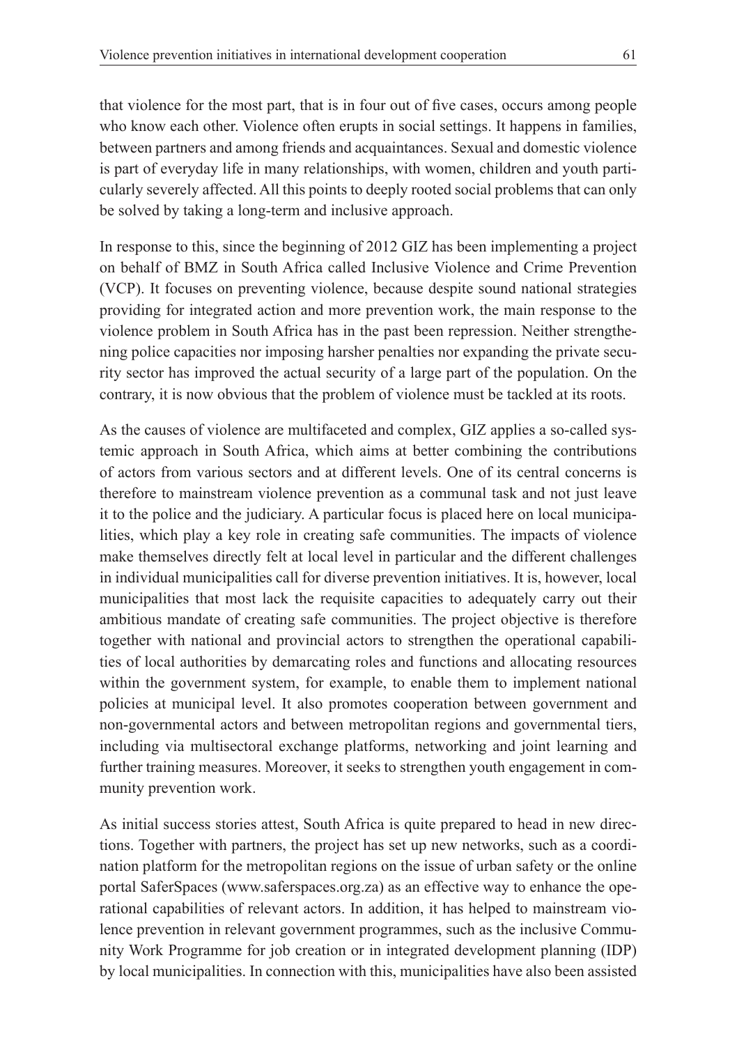that violence for the most part, that is in four out of five cases, occurs among people who know each other. Violence often erupts in social settings. It happens in families, between partners and among friends and acquaintances. Sexual and domestic violence is part of everyday life in many relationships, with women, children and youth particularly severely affected. All this points to deeply rooted social problems that can only be solved by taking a long-term and inclusive approach.

In response to this, since the beginning of 2012 GIZ has been implementing a project on behalf of BMZ in South Africa called Inclusive Violence and Crime Prevention (VCP). It focuses on preventing violence, because despite sound national strategies providing for integrated action and more prevention work, the main response to the violence problem in South Africa has in the past been repression. Neither strengthening police capacities nor imposing harsher penalties nor expanding the private security sector has improved the actual security of a large part of the population. On the contrary, it is now obvious that the problem of violence must be tackled at its roots.

As the causes of violence are multifaceted and complex, GIZ applies a so-called systemic approach in South Africa, which aims at better combining the contributions of actors from various sectors and at different levels. One of its central concerns is therefore to mainstream violence prevention as a communal task and not just leave it to the police and the judiciary. A particular focus is placed here on local municipalities, which play a key role in creating safe communities. The impacts of violence make themselves directly felt at local level in particular and the different challenges in individual municipalities call for diverse prevention initiatives. It is, however, local municipalities that most lack the requisite capacities to adequately carry out their ambitious mandate of creating safe communities. The project objective is therefore together with national and provincial actors to strengthen the operational capabilities of local authorities by demarcating roles and functions and allocating resources within the government system, for example, to enable them to implement national policies at municipal level. It also promotes cooperation between government and non-governmental actors and between metropolitan regions and governmental tiers, including via multisectoral exchange platforms, networking and joint learning and further training measures. Moreover, it seeks to strengthen youth engagement in community prevention work.

As initial success stories attest, South Africa is quite prepared to head in new directions. Together with partners, the project has set up new networks, such as a coordination platform for the metropolitan regions on the issue of urban safety or the online portal SaferSpaces (www.saferspaces.org.za) as an effective way to enhance the operational capabilities of relevant actors. In addition, it has helped to mainstream violence prevention in relevant government programmes, such as the inclusive Community Work Programme for job creation or in integrated development planning (IDP) by local municipalities. In connection with this, municipalities have also been assisted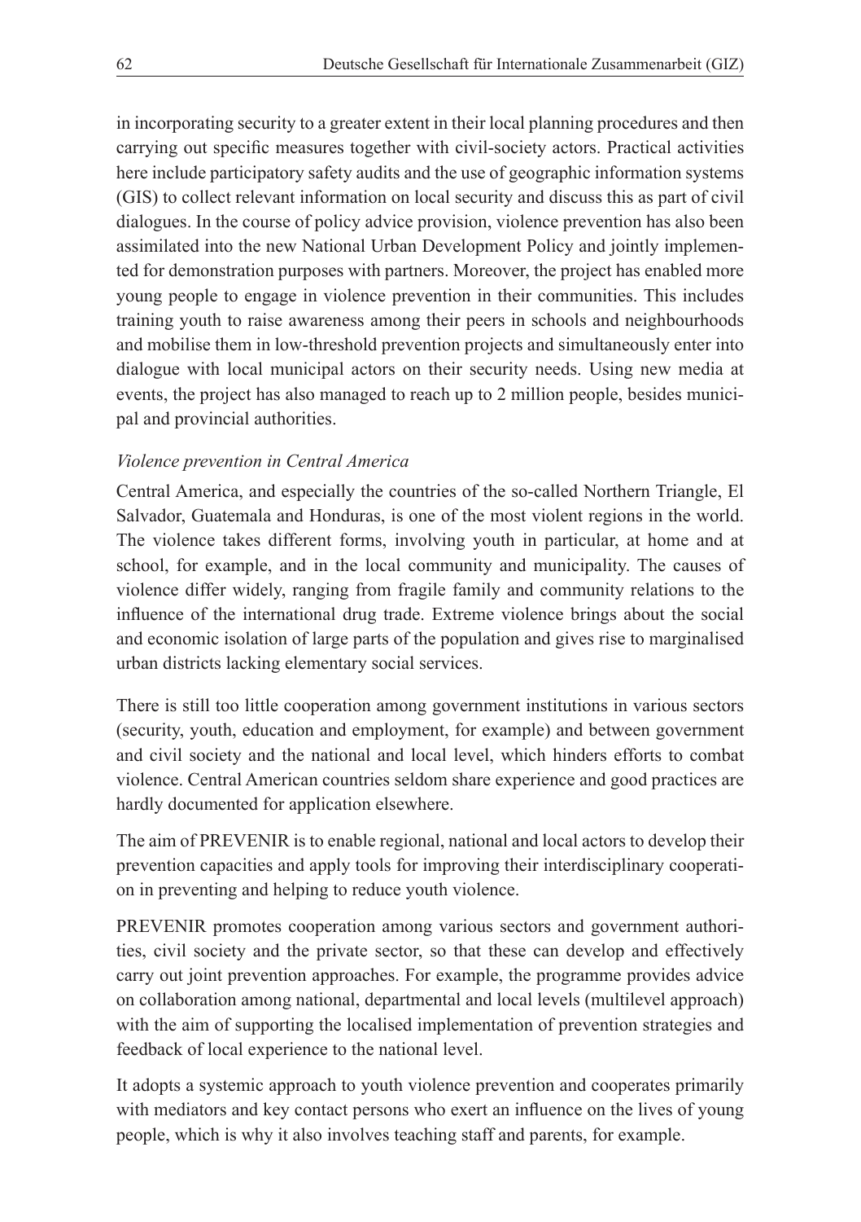in incorporating security to a greater extent in their local planning procedures and then carrying out specific measures together with civil-society actors. Practical activities here include participatory safety audits and the use of geographic information systems (GIS) to collect relevant information on local security and discuss this as part of civil dialogues. In the course of policy advice provision, violence prevention has also been assimilated into the new National Urban Development Policy and jointly implemented for demonstration purposes with partners. Moreover, the project has enabled more young people to engage in violence prevention in their communities. This includes training youth to raise awareness among their peers in schools and neighbourhoods and mobilise them in low-threshold prevention projects and simultaneously enter into dialogue with local municipal actors on their security needs. Using new media at events, the project has also managed to reach up to 2 million people, besides municipal and provincial authorities.

*Violence prevention in Central America*

Central America, and especially the countries of the so-called Northern Triangle, El Salvador, Guatemala and Honduras, is one of the most violent regions in the world. The violence takes different forms, involving youth in particular, at home and at school, for example, and in the local community and municipality. The causes of violence differ widely, ranging from fragile family and community relations to the influence of the international drug trade. Extreme violence brings about the social and economic isolation of large parts of the population and gives rise to marginalised urban districts lacking elementary social services.

There is still too little cooperation among government institutions in various sectors (security, youth, education and employment, for example) and between government and civil society and the national and local level, which hinders efforts to combat violence. Central American countries seldom share experience and good practices are hardly documented for application elsewhere.

The aim of PREVENIR is to enable regional, national and local actors to develop their prevention capacities and apply tools for improving their interdisciplinary cooperation in preventing and helping to reduce youth violence.

PREVENIR promotes cooperation among various sectors and government authorities, civil society and the private sector, so that these can develop and effectively carry out joint prevention approaches. For example, the programme provides advice on collaboration among national, departmental and local levels (multilevel approach) with the aim of supporting the localised implementation of prevention strategies and feedback of local experience to the national level.

It adopts a systemic approach to youth violence prevention and cooperates primarily with mediators and key contact persons who exert an influence on the lives of young people, which is why it also involves teaching staff and parents, for example.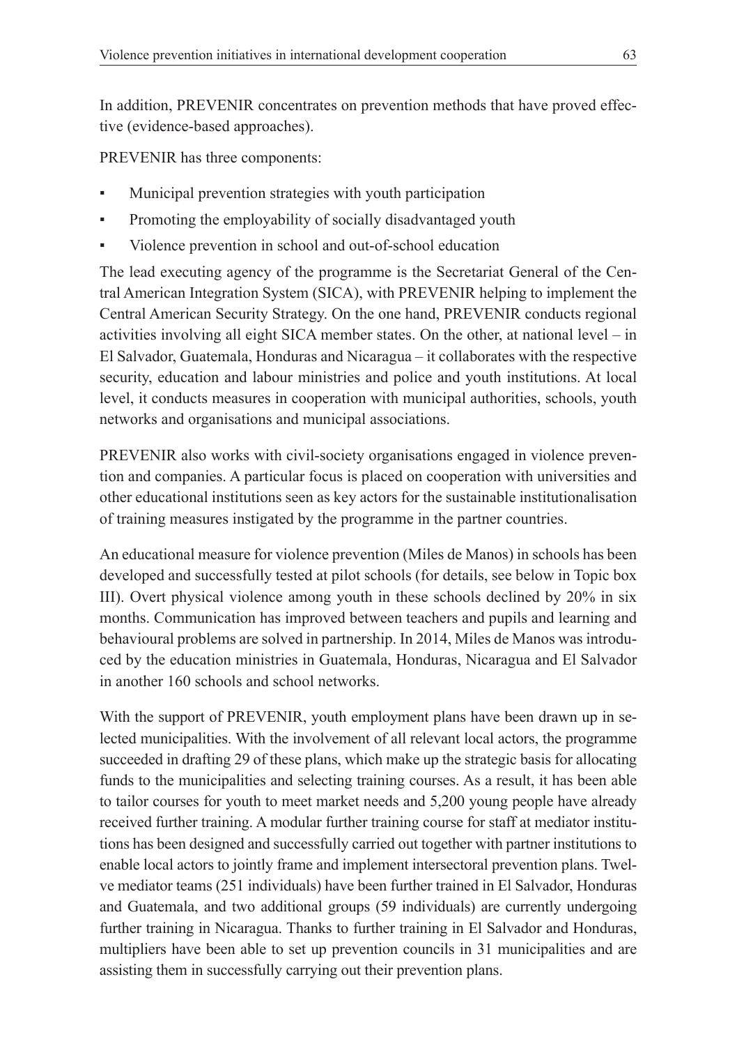In addition, PREVENIR concentrates on prevention methods that have proved effective (evidence-based approaches).

PREVENIR has three components:

- Municipal prevention strategies with youth participation
- Promoting the employability of socially disadvantaged youth
- Violence prevention in school and out-of-school education

The lead executing agency of the programme is the Secretariat General of the Central American Integration System (SICA), with PREVENIR helping to implement the Central American Security Strategy. On the one hand, PREVENIR conducts regional activities involving all eight SICA member states. On the other, at national level – in El Salvador, Guatemala, Honduras and Nicaragua – it collaborates with the respective security, education and labour ministries and police and youth institutions. At local level, it conducts measures in cooperation with municipal authorities, schools, youth networks and organisations and municipal associations.

PREVENIR also works with civil-society organisations engaged in violence prevention and companies. A particular focus is placed on cooperation with universities and other educational institutions seen as key actors for the sustainable institutionalisation of training measures instigated by the programme in the partner countries.

An educational measure for violence prevention (Miles de Manos) in schools has been developed and successfully tested at pilot schools (for details, see below in Topic box III). Overt physical violence among youth in these schools declined by 20% in six months. Communication has improved between teachers and pupils and learning and behavioural problems are solved in partnership. In 2014, Miles de Manos was introduced by the education ministries in Guatemala, Honduras, Nicaragua and El Salvador in another 160 schools and school networks.

With the support of PREVENIR, youth employment plans have been drawn up in selected municipalities. With the involvement of all relevant local actors, the programme succeeded in drafting 29 of these plans, which make up the strategic basis for allocating funds to the municipalities and selecting training courses. As a result, it has been able to tailor courses for youth to meet market needs and 5,200 young people have already received further training. A modular further training course for staff at mediator institutions has been designed and successfully carried out together with partner institutions to enable local actors to jointly frame and implement intersectoral prevention plans. Twelve mediator teams (251 individuals) have been further trained in El Salvador, Honduras and Guatemala, and two additional groups (59 individuals) are currently undergoing further training in Nicaragua. Thanks to further training in El Salvador and Honduras, multipliers have been able to set up prevention councils in 31 municipalities and are assisting them in successfully carrying out their prevention plans.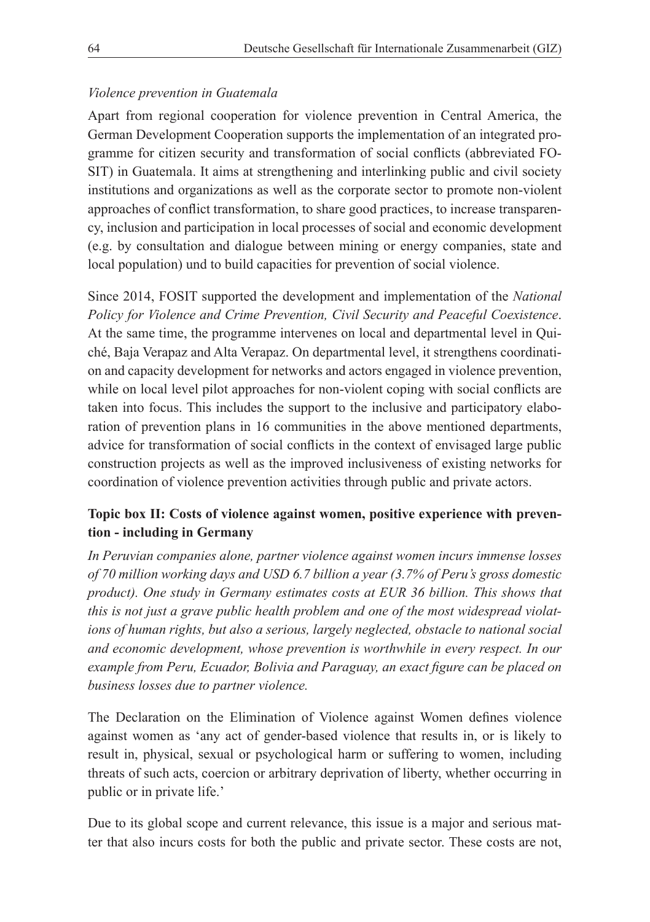*Violence prevention in Guatemala*

Apart from regional cooperation for violence prevention in Central America, the German Development Cooperation supports the implementation of an integrated programme for citizen security and transformation of social conflicts (abbreviated FOSIT) in Guatemala. It aims at strengthening and interlinking public and civil society institutions and organizations as well as the corporate sector to promote non-violent approaches of conflict transformation, to share good practices, to increase transparency, inclusion and participation in local processes of social and economic development (e.g. by consultation and dialogue between mining or energy companies, state and local population) und to build capacities for prevention of social violence.

Since 2014, FOSIT supported the development and implementation of the *National Policy for Violence and Crime Prevention, Civil Security and Peaceful Coexistence*. At the same time, the programme intervenes on local and departmental level in Quiché, Baja Verapaz and Alta Verapaz. On departmental level, it strengthens coordination and capacity development for networks and actors engaged in violence prevention, while on local level pilot approaches for non-violent coping with social conflicts are taken into focus. This includes the support to the inclusive and participatory elaboration of prevention plans in 16 communities in the above mentioned departments, advice for transformation of social conflicts in the context of envisaged large public construction projects as well as the improved inclusiveness of existing networks for coordination of violence prevention activities through public and private actors.

### Topic box II: Costs of violence against women, positive experience with prevention - including in Germany

*In Peruvian companies alone, partner violence against women incurs immense losses of 70 million working days and USD 6.7 billion a year (3.7% of Peru's gross domestic product). One study in Germany estimates costs at EUR 36 billion. This shows that this is not just a grave public health problem and one of the most widespread violations of human rights, but also a serious, largely neglected, obstacle to national social and economic development, whose prevention is worthwhile in every respect. In our example from Peru, Ecuador, Bolivia and Paraguay, an exact figure can be placed on business losses due to partner violence.*

The Declaration on the Elimination of Violence against Women defines violence against women as 'any act of gender-based violence that results in, or is likely to result in, physical, sexual or psychological harm or suffering to women, including threats of such acts, coercion or arbitrary deprivation of liberty, whether occurring in public or in private life.'

Due to its global scope and current relevance, this issue is a major and serious matter that also incurs costs for both the public and private sector. These costs are not,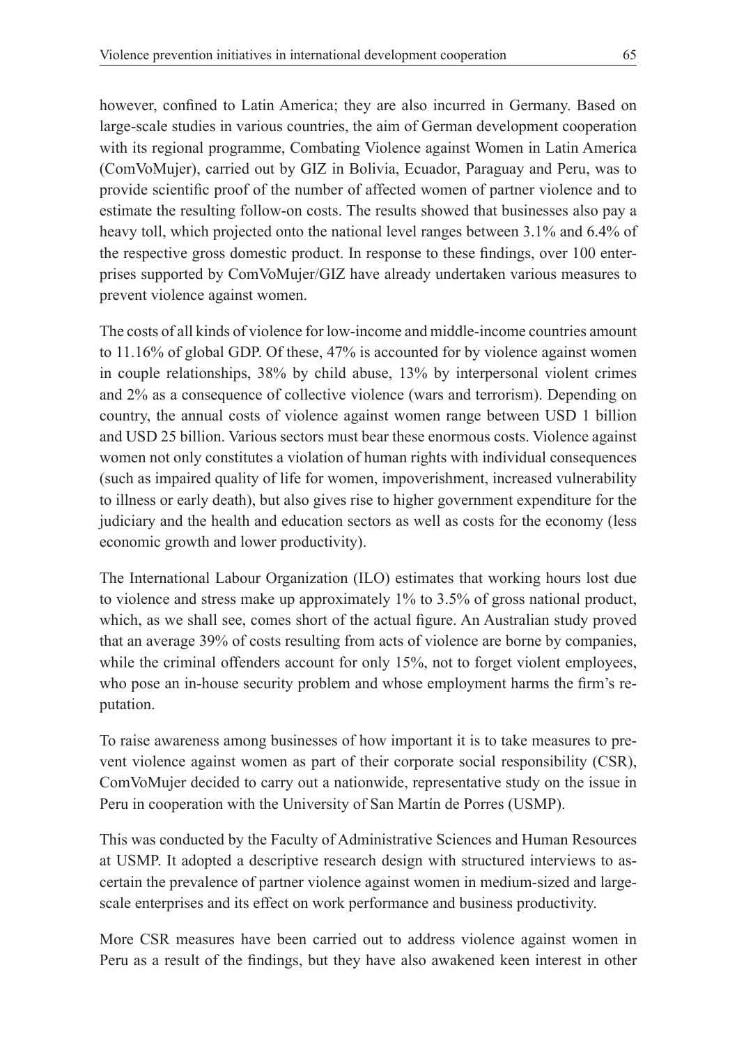however, confined to Latin America; they are also incurred in Germany. Based on large-scale studies in various countries, the aim of German development cooperation with its regional programme, Combating Violence against Women in Latin America (ComVoMujer), carried out by GIZ in Bolivia, Ecuador, Paraguay and Peru, was to provide scientific proof of the number of affected women of partner violence and to estimate the resulting follow-on costs. The results showed that businesses also pay a heavy toll, which projected onto the national level ranges between 3.1% and 6.4% of the respective gross domestic product. In response to these findings, over 100 enterprises supported by ComVoMujer/GIZ have already undertaken various measures to prevent violence against women.

The costs of all kinds of violence for low-income and middle-income countries amount to 11.16% of global GDP. Of these, 47% is accounted for by violence against women in couple relationships, 38% by child abuse, 13% by interpersonal violent crimes and 2% as a consequence of collective violence (wars and terrorism). Depending on country, the annual costs of violence against women range between USD 1 billion and USD 25 billion. Various sectors must bear these enormous costs. Violence against women not only constitutes a violation of human rights with individual consequences (such as impaired quality of life for women, impoverishment, increased vulnerability to illness or early death), but also gives rise to higher government expenditure for the judiciary and the health and education sectors as well as costs for the economy (less economic growth and lower productivity).

The International Labour Organization (ILO) estimates that working hours lost due to violence and stress make up approximately 1% to 3.5% of gross national product, which, as we shall see, comes short of the actual figure. An Australian study proved that an average 39% of costs resulting from acts of violence are borne by companies, while the criminal offenders account for only 15%, not to forget violent employees, who pose an in-house security problem and whose employment harms the firm's reputation.

To raise awareness among businesses of how important it is to take measures to prevent violence against women as part of their corporate social responsibility (CSR), ComVoMujer decided to carry out a nationwide, representative study on the issue in Peru in cooperation with the University of San Martín de Porres (USMP).

This was conducted by the Faculty of Administrative Sciences and Human Resources at USMP. It adopted a descriptive research design with structured interviews to ascertain the prevalence of partner violence against women in medium-sized and large-scale enterprises and its effect on work performance and business productivity.

More CSR measures have been carried out to address violence against women in Peru as a result of the findings, but they have also awakened keen interest in other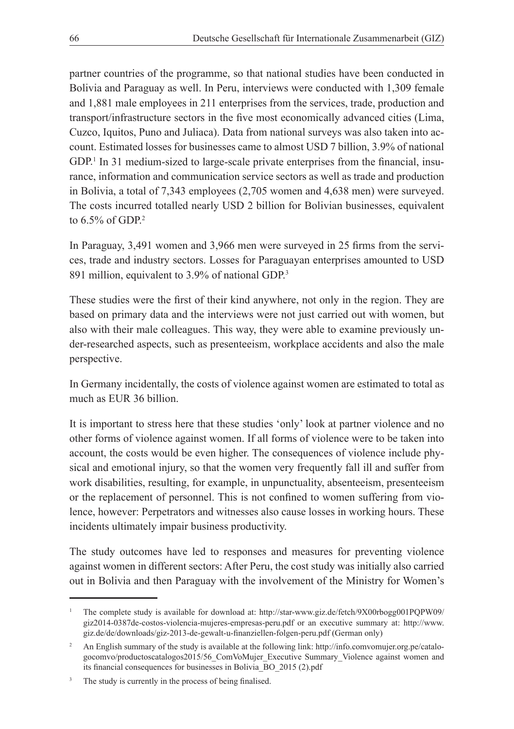partner countries of the programme, so that national studies have been conducted in Bolivia and Paraguay as well. In Peru, interviews were conducted with 1,309 female and 1,881 male employees in 211 enterprises from the services, trade, production and transport/infrastructure sectors in the five most economically advanced cities (Lima, Cuzco, Iquitos, Puno and Juliaca). Data from national surveys was also taken into account. Estimated losses for businesses came to almost USD 7 billion, 3.9% of national GDP.[1] In 31 medium-sized to large-scale private enterprises from the financial, insurance, information and communication service sectors as well as trade and production in Bolivia, a total of 7,343 employees (2,705 women and 4,638 men) were surveyed. The costs incurred totalled nearly USD 2 billion for Bolivian businesses, equivalent to 6.5% of GDP.[2]

In Paraguay, 3,491 women and 3,966 men were surveyed in 25 firms from the services, trade and industry sectors. Losses for Paraguayan enterprises amounted to USD 891 million, equivalent to 3.9% of national GDP.[3]

These studies were the first of their kind anywhere, not only in the region. They are based on primary data and the interviews were not just carried out with women, but also with their male colleagues. This way, they were able to examine previously under-researched aspects, such as presenteeism, workplace accidents and also the male perspective.

In Germany incidentally, the costs of violence against women are estimated to total as much as EUR 36 billion.

It is important to stress here that these studies 'only' look at partner violence and no other forms of violence against women. If all forms of violence were to be taken into account, the costs would be even higher. The consequences of violence include physical and emotional injury, so that the women very frequently fall ill and suffer from work disabilities, resulting, for example, in unpunctuality, absenteeism, presenteeism or the replacement of personnel. This is not confined to women suffering from violence, however: Perpetrators and witnesses also cause losses in working hours. These incidents ultimately impair business productivity.

The study outcomes have led to responses and measures for preventing violence against women in different sectors: After Peru, the cost study was initially also carried out in Bolivia and then Paraguay with the involvement of the Ministry for Women's

---

[1] The complete study is available for download at: http://star-www.giz.de/fetch/9X00rbogg001PQPW09/giz2014-0387de-costos-violencia-mujeres-empresas-peru.pdf or an executive summary at: http://www.giz.de/de/downloads/giz-2013-de-gewalt-u-finanziellen-folgen-peru.pdf (German only)

[2] An English summary of the study is available at the following link: http://info.comvomujer.org.pe/catalogocomvo/productoscatalogos2015/56_ComVoMujer_Executive Summary_Violence against women and its financial consequences for businesses in Bolivia_BO_2015 (2).pdf

[3] The study is currently in the process of being finalised.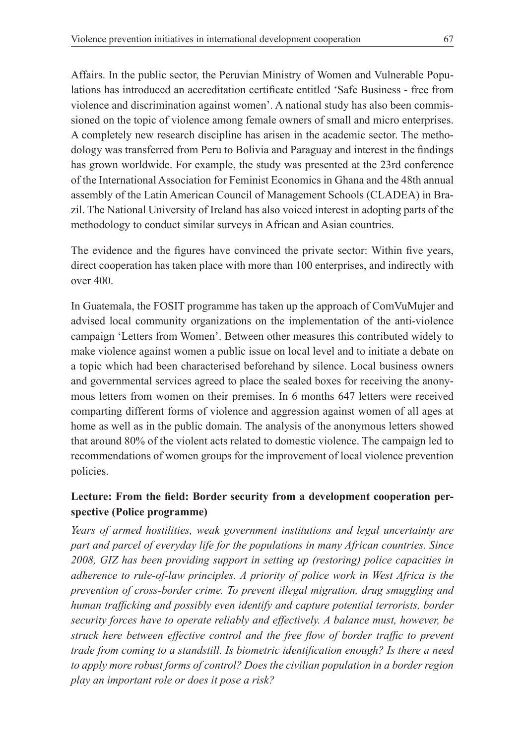Affairs. In the public sector, the Peruvian Ministry of Women and Vulnerable Populations has introduced an accreditation certificate entitled 'Safe Business - free from violence and discrimination against women'. A national study has also been commissioned on the topic of violence among female owners of small and micro enterprises. A completely new research discipline has arisen in the academic sector. The methodology was transferred from Peru to Bolivia and Paraguay and interest in the findings has grown worldwide. For example, the study was presented at the 23rd conference of the International Association for Feminist Economics in Ghana and the 48th annual assembly of the Latin American Council of Management Schools (CLADEA) in Brazil. The National University of Ireland has also voiced interest in adopting parts of the methodology to conduct similar surveys in African and Asian countries.

The evidence and the figures have convinced the private sector: Within five years, direct cooperation has taken place with more than 100 enterprises, and indirectly with over 400.

In Guatemala, the FOSIT programme has taken up the approach of ComVuMujer and advised local community organizations on the implementation of the anti-violence campaign 'Letters from Women'. Between other measures this contributed widely to make violence against women a public issue on local level and to initiate a debate on a topic which had been characterised beforehand by silence. Local business owners and governmental services agreed to place the sealed boxes for receiving the anonymous letters from women on their premises. In 6 months 647 letters were received comparting different forms of violence and aggression against women of all ages at home as well as in the public domain. The analysis of the anonymous letters showed that around 80% of the violent acts related to domestic violence. The campaign led to recommendations of women groups for the improvement of local violence prevention policies.

**Lecture: From the field: Border security from a development cooperation perspective (Police programme)**

*Years of armed hostilities, weak government institutions and legal uncertainty are part and parcel of everyday life for the populations in many African countries. Since 2008, GIZ has been providing support in setting up (restoring) police capacities in adherence to rule-of-law principles. A priority of police work in West Africa is the prevention of cross-border crime. To prevent illegal migration, drug smuggling and human trafficking and possibly even identify and capture potential terrorists, border security forces have to operate reliably and effectively. A balance must, however, be struck here between effective control and the free flow of border traffic to prevent trade from coming to a standstill. Is biometric identification enough? Is there a need to apply more robust forms of control? Does the civilian population in a border region play an important role or does it pose a risk?*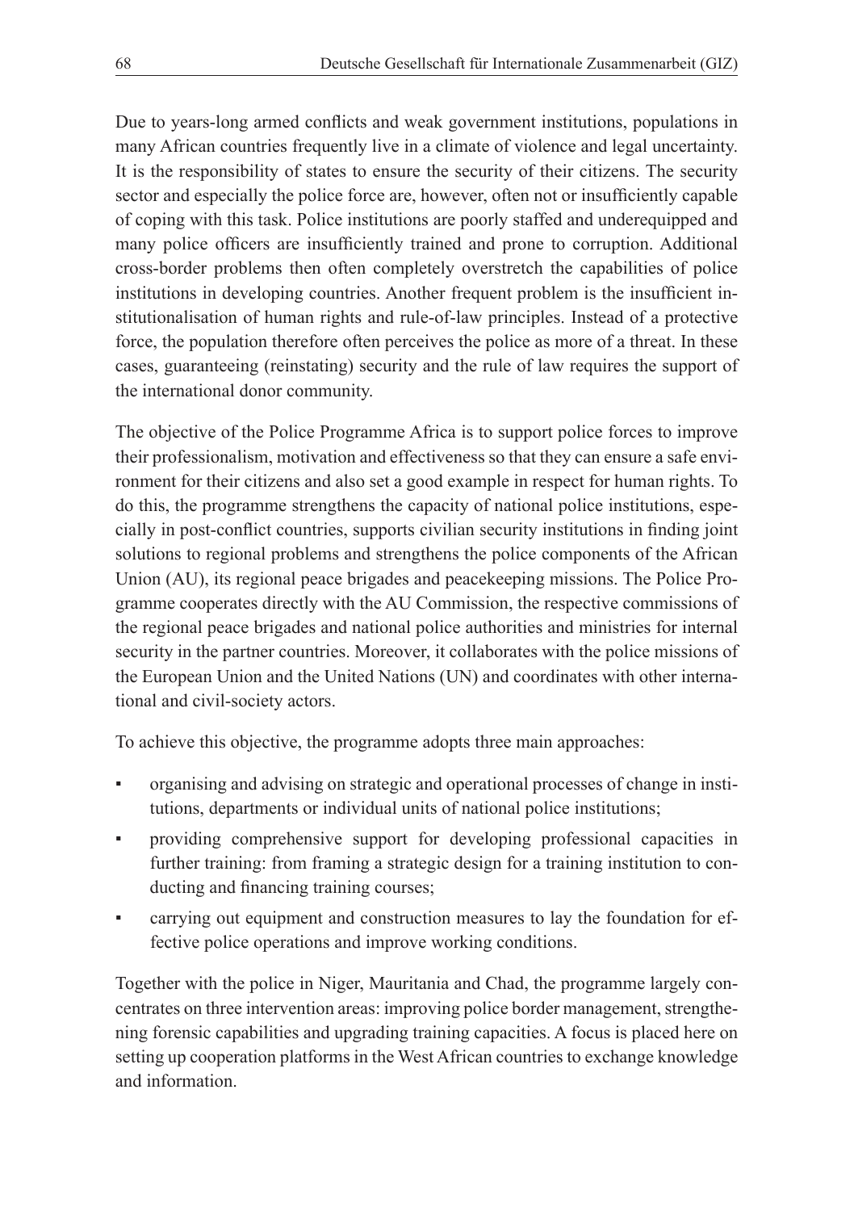Due to years-long armed conflicts and weak government institutions, populations in many African countries frequently live in a climate of violence and legal uncertainty. It is the responsibility of states to ensure the security of their citizens. The security sector and especially the police force are, however, often not or insufficiently capable of coping with this task. Police institutions are poorly staffed and underequipped and many police officers are insufficiently trained and prone to corruption. Additional cross-border problems then often completely overstretch the capabilities of police institutions in developing countries. Another frequent problem is the insufficient institutionalisation of human rights and rule-of-law principles. Instead of a protective force, the population therefore often perceives the police as more of a threat. In these cases, guaranteeing (reinstating) security and the rule of law requires the support of the international donor community.

The objective of the Police Programme Africa is to support police forces to improve their professionalism, motivation and effectiveness so that they can ensure a safe environment for their citizens and also set a good example in respect for human rights. To do this, the programme strengthens the capacity of national police institutions, especially in post-conflict countries, supports civilian security institutions in finding joint solutions to regional problems and strengthens the police components of the African Union (AU), its regional peace brigades and peacekeeping missions. The Police Programme cooperates directly with the AU Commission, the respective commissions of the regional peace brigades and national police authorities and ministries for internal security in the partner countries. Moreover, it collaborates with the police missions of the European Union and the United Nations (UN) and coordinates with other international and civil-society actors.

To achieve this objective, the programme adopts three main approaches:

- organising and advising on strategic and operational processes of change in institutions, departments or individual units of national police institutions;
- providing comprehensive support for developing professional capacities in further training: from framing a strategic design for a training institution to conducting and financing training courses;
- carrying out equipment and construction measures to lay the foundation for effective police operations and improve working conditions.

Together with the police in Niger, Mauritania and Chad, the programme largely concentrates on three intervention areas: improving police border management, strengthening forensic capabilities and upgrading training capacities. A focus is placed here on setting up cooperation platforms in the West African countries to exchange knowledge and information.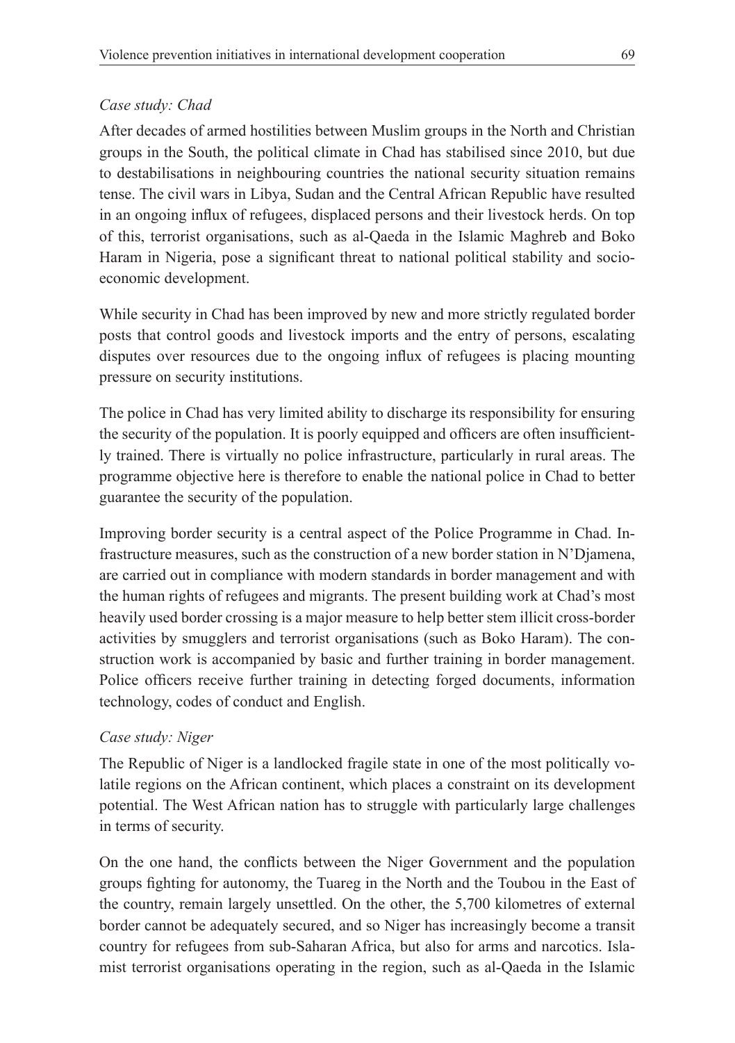*Case study: Chad*

After decades of armed hostilities between Muslim groups in the North and Christian groups in the South, the political climate in Chad has stabilised since 2010, but due to destabilisations in neighbouring countries the national security situation remains tense. The civil wars in Libya, Sudan and the Central African Republic have resulted in an ongoing influx of refugees, displaced persons and their livestock herds. On top of this, terrorist organisations, such as al-Qaeda in the Islamic Maghreb and Boko Haram in Nigeria, pose a significant threat to national political stability and socio-economic development.

While security in Chad has been improved by new and more strictly regulated border posts that control goods and livestock imports and the entry of persons, escalating disputes over resources due to the ongoing influx of refugees is placing mounting pressure on security institutions.

The police in Chad has very limited ability to discharge its responsibility for ensuring the security of the population. It is poorly equipped and officers are often insufficiently trained. There is virtually no police infrastructure, particularly in rural areas. The programme objective here is therefore to enable the national police in Chad to better guarantee the security of the population.

Improving border security is a central aspect of the Police Programme in Chad. Infrastructure measures, such as the construction of a new border station in N'Djamena, are carried out in compliance with modern standards in border management and with the human rights of refugees and migrants. The present building work at Chad's most heavily used border crossing is a major measure to help better stem illicit cross-border activities by smugglers and terrorist organisations (such as Boko Haram). The construction work is accompanied by basic and further training in border management. Police officers receive further training in detecting forged documents, information technology, codes of conduct and English.

*Case study: Niger*

The Republic of Niger is a landlocked fragile state in one of the most politically volatile regions on the African continent, which places a constraint on its development potential. The West African nation has to struggle with particularly large challenges in terms of security.

On the one hand, the conflicts between the Niger Government and the population groups fighting for autonomy, the Tuareg in the North and the Toubou in the East of the country, remain largely unsettled. On the other, the 5,700 kilometres of external border cannot be adequately secured, and so Niger has increasingly become a transit country for refugees from sub-Saharan Africa, but also for arms and narcotics. Islamist terrorist organisations operating in the region, such as al-Qaeda in the Islamic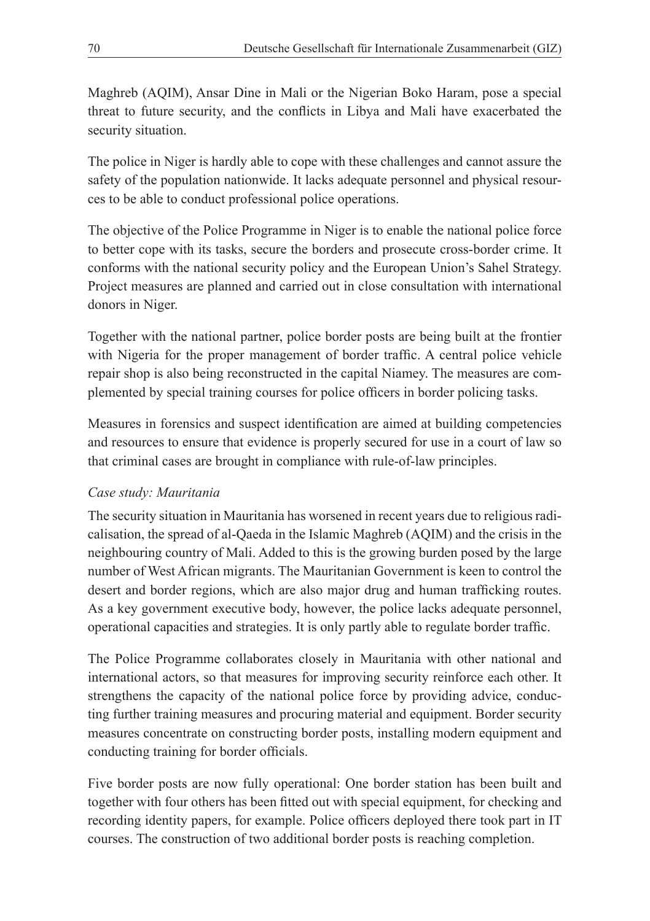Maghreb (AQIM), Ansar Dine in Mali or the Nigerian Boko Haram, pose a special threat to future security, and the conflicts in Libya and Mali have exacerbated the security situation.

The police in Niger is hardly able to cope with these challenges and cannot assure the safety of the population nationwide. It lacks adequate personnel and physical resources to be able to conduct professional police operations.

The objective of the Police Programme in Niger is to enable the national police force to better cope with its tasks, secure the borders and prosecute cross-border crime. It conforms with the national security policy and the European Union's Sahel Strategy. Project measures are planned and carried out in close consultation with international donors in Niger.

Together with the national partner, police border posts are being built at the frontier with Nigeria for the proper management of border traffic. A central police vehicle repair shop is also being reconstructed in the capital Niamey. The measures are complemented by special training courses for police officers in border policing tasks.

Measures in forensics and suspect identification are aimed at building competencies and resources to ensure that evidence is properly secured for use in a court of law so that criminal cases are brought in compliance with rule-of-law principles.

*Case study: Mauritania*

The security situation in Mauritania has worsened in recent years due to religious radicalisation, the spread of al-Qaeda in the Islamic Maghreb (AQIM) and the crisis in the neighbouring country of Mali. Added to this is the growing burden posed by the large number of West African migrants. The Mauritanian Government is keen to control the desert and border regions, which are also major drug and human trafficking routes. As a key government executive body, however, the police lacks adequate personnel, operational capacities and strategies. It is only partly able to regulate border traffic.

The Police Programme collaborates closely in Mauritania with other national and international actors, so that measures for improving security reinforce each other. It strengthens the capacity of the national police force by providing advice, conducting further training measures and procuring material and equipment. Border security measures concentrate on constructing border posts, installing modern equipment and conducting training for border officials.

Five border posts are now fully operational: One border station has been built and together with four others has been fitted out with special equipment, for checking and recording identity papers, for example. Police officers deployed there took part in IT courses. The construction of two additional border posts is reaching completion.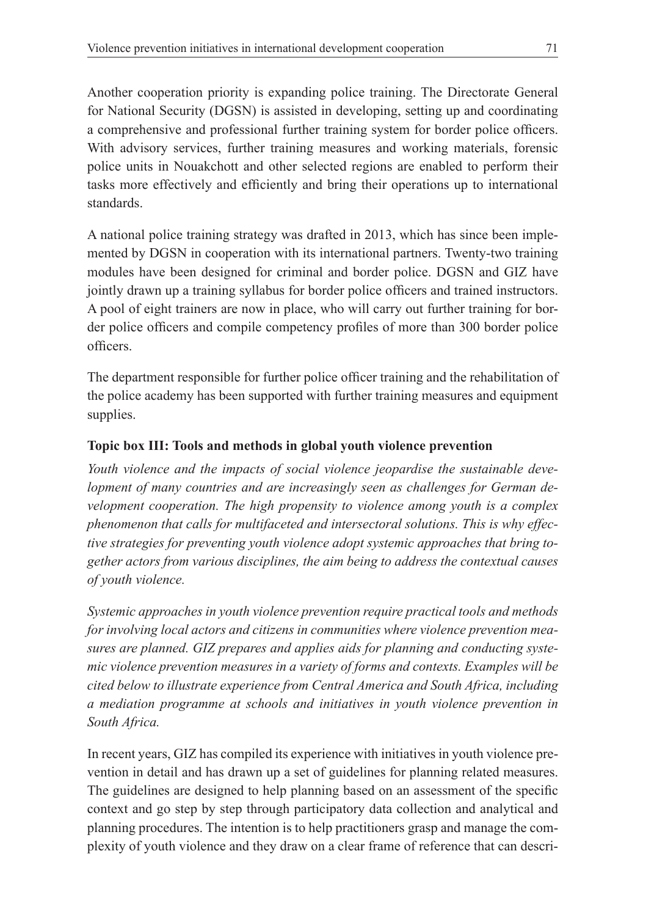Another cooperation priority is expanding police training. The Directorate General for National Security (DGSN) is assisted in developing, setting up and coordinating a comprehensive and professional further training system for border police officers. With advisory services, further training measures and working materials, forensic police units in Nouakchott and other selected regions are enabled to perform their tasks more effectively and efficiently and bring their operations up to international standards.

A national police training strategy was drafted in 2013, which has since been implemented by DGSN in cooperation with its international partners. Twenty-two training modules have been designed for criminal and border police. DGSN and GIZ have jointly drawn up a training syllabus for border police officers and trained instructors. A pool of eight trainers are now in place, who will carry out further training for border police officers and compile competency profiles of more than 300 border police officers.

The department responsible for further police officer training and the rehabilitation of the police academy has been supported with further training measures and equipment supplies.

**Topic box III: Tools and methods in global youth violence prevention**

*Youth violence and the impacts of social violence jeopardise the sustainable development of many countries and are increasingly seen as challenges for German development cooperation. The high propensity to violence among youth is a complex phenomenon that calls for multifaceted and intersectoral solutions. This is why effective strategies for preventing youth violence adopt systemic approaches that bring together actors from various disciplines, the aim being to address the contextual causes of youth violence.*

*Systemic approaches in youth violence prevention require practical tools and methods for involving local actors and citizens in communities where violence prevention measures are planned. GIZ prepares and applies aids for planning and conducting systemic violence prevention measures in a variety of forms and contexts. Examples will be cited below to illustrate experience from Central America and South Africa, including a mediation programme at schools and initiatives in youth violence prevention in South Africa.*

In recent years, GIZ has compiled its experience with initiatives in youth violence prevention in detail and has drawn up a set of guidelines for planning related measures. The guidelines are designed to help planning based on an assessment of the specific context and go step by step through participatory data collection and analytical and planning procedures. The intention is to help practitioners grasp and manage the complexity of youth violence and they draw on a clear frame of reference that can descri-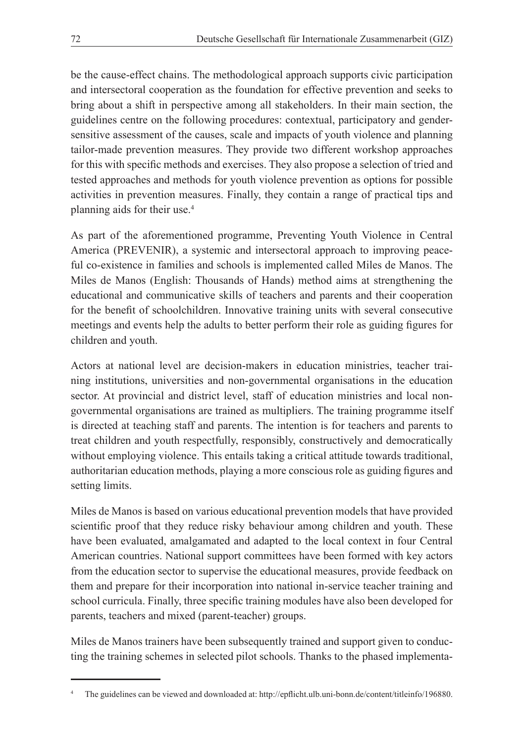be the cause-effect chains. The methodological approach supports civic participation and intersectoral cooperation as the foundation for effective prevention and seeks to bring about a shift in perspective among all stakeholders. In their main section, the guidelines centre on the following procedures: contextual, participatory and gender-sensitive assessment of the causes, scale and impacts of youth violence and planning tailor-made prevention measures. They provide two different workshop approaches for this with specific methods and exercises. They also propose a selection of tried and tested approaches and methods for youth violence prevention as options for possible activities in prevention measures. Finally, they contain a range of practical tips and planning aids for their use.[4]

As part of the aforementioned programme, Preventing Youth Violence in Central America (PREVENIR), a systemic and intersectoral approach to improving peaceful co-existence in families and schools is implemented called Miles de Manos. The Miles de Manos (English: Thousands of Hands) method aims at strengthening the educational and communicative skills of teachers and parents and their cooperation for the benefit of schoolchildren. Innovative training units with several consecutive meetings and events help the adults to better perform their role as guiding figures for children and youth.

Actors at national level are decision-makers in education ministries, teacher training institutions, universities and non-governmental organisations in the education sector. At provincial and district level, staff of education ministries and local non-governmental organisations are trained as multipliers. The training programme itself is directed at teaching staff and parents. The intention is for teachers and parents to treat children and youth respectfully, responsibly, constructively and democratically without employing violence. This entails taking a critical attitude towards traditional, authoritarian education methods, playing a more conscious role as guiding figures and setting limits.

Miles de Manos is based on various educational prevention models that have provided scientific proof that they reduce risky behaviour among children and youth. These have been evaluated, amalgamated and adapted to the local context in four Central American countries. National support committees have been formed with key actors from the education sector to supervise the educational measures, provide feedback on them and prepare for their incorporation into national in-service teacher training and school curricula. Finally, three specific training modules have also been developed for parents, teachers and mixed (parent-teacher) groups.

Miles de Manos trainers have been subsequently trained and support given to conducting the training schemes in selected pilot schools. Thanks to the phased implementa-

[4] The guidelines can be viewed and downloaded at: http://epflicht.ulb.uni-bonn.de/content/titleinfo/196880.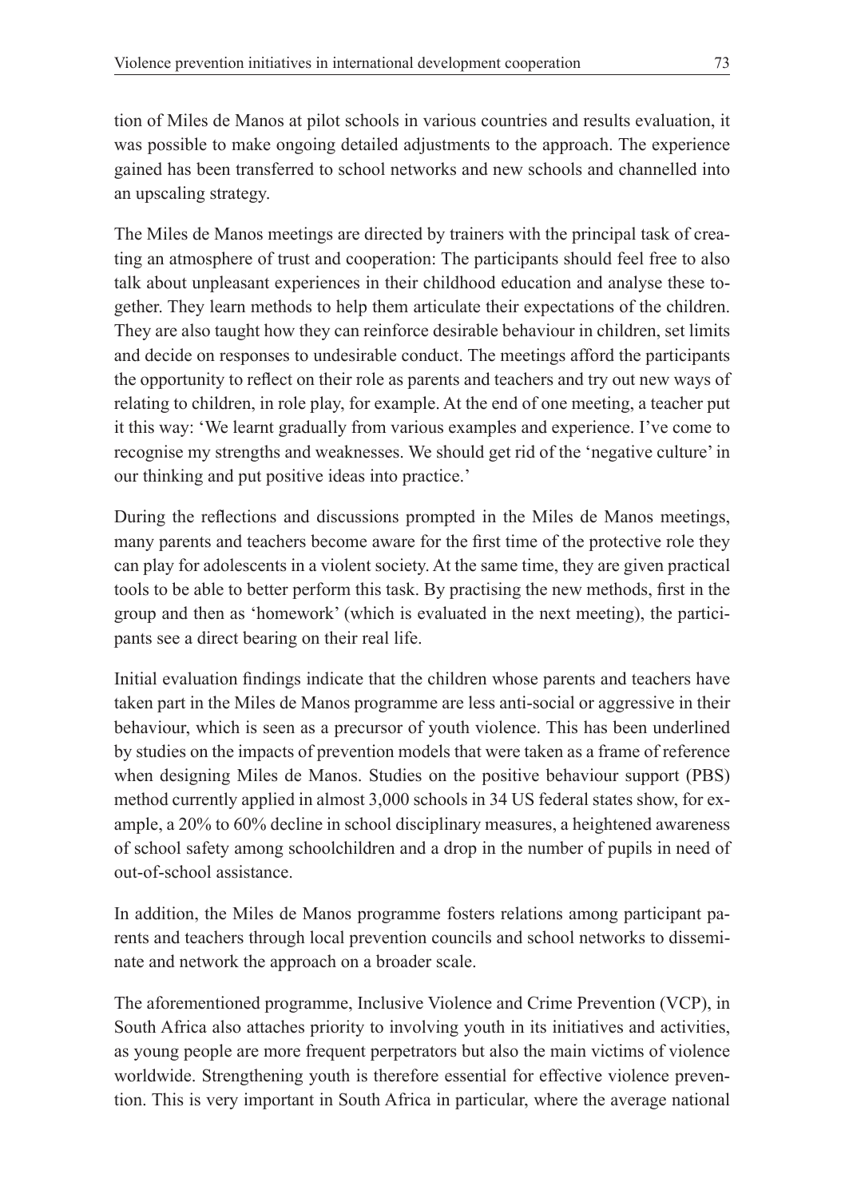tion of Miles de Manos at pilot schools in various countries and results evaluation, it was possible to make ongoing detailed adjustments to the approach. The experience gained has been transferred to school networks and new schools and channelled into an upscaling strategy.

The Miles de Manos meetings are directed by trainers with the principal task of creating an atmosphere of trust and cooperation: The participants should feel free to also talk about unpleasant experiences in their childhood education and analyse these together. They learn methods to help them articulate their expectations of the children. They are also taught how they can reinforce desirable behaviour in children, set limits and decide on responses to undesirable conduct. The meetings afford the participants the opportunity to reflect on their role as parents and teachers and try out new ways of relating to children, in role play, for example. At the end of one meeting, a teacher put it this way: 'We learnt gradually from various examples and experience. I've come to recognise my strengths and weaknesses. We should get rid of the 'negative culture' in our thinking and put positive ideas into practice.'

During the reflections and discussions prompted in the Miles de Manos meetings, many parents and teachers become aware for the first time of the protective role they can play for adolescents in a violent society. At the same time, they are given practical tools to be able to better perform this task. By practising the new methods, first in the group and then as 'homework' (which is evaluated in the next meeting), the participants see a direct bearing on their real life.

Initial evaluation findings indicate that the children whose parents and teachers have taken part in the Miles de Manos programme are less anti-social or aggressive in their behaviour, which is seen as a precursor of youth violence. This has been underlined by studies on the impacts of prevention models that were taken as a frame of reference when designing Miles de Manos. Studies on the positive behaviour support (PBS) method currently applied in almost 3,000 schools in 34 US federal states show, for example, a 20% to 60% decline in school disciplinary measures, a heightened awareness of school safety among schoolchildren and a drop in the number of pupils in need of out-of-school assistance.

In addition, the Miles de Manos programme fosters relations among participant parents and teachers through local prevention councils and school networks to disseminate and network the approach on a broader scale.

The aforementioned programme, Inclusive Violence and Crime Prevention (VCP), in South Africa also attaches priority to involving youth in its initiatives and activities, as young people are more frequent perpetrators but also the main victims of violence worldwide. Strengthening youth is therefore essential for effective violence prevention. This is very important in South Africa in particular, where the average national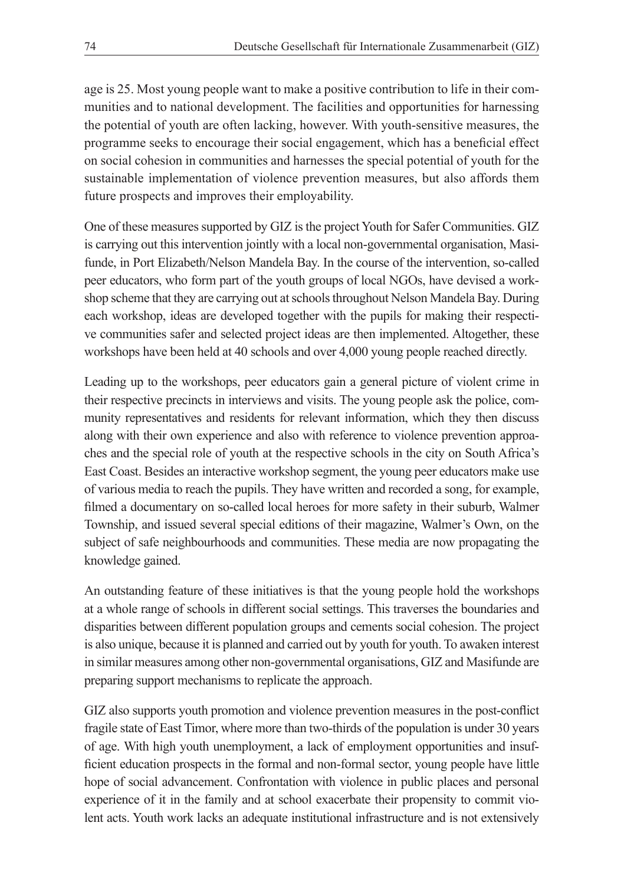age is 25. Most young people want to make a positive contribution to life in their communities and to national development. The facilities and opportunities for harnessing the potential of youth are often lacking, however. With youth-sensitive measures, the programme seeks to encourage their social engagement, which has a beneficial effect on social cohesion in communities and harnesses the special potential of youth for the sustainable implementation of violence prevention measures, but also affords them future prospects and improves their employability.

One of these measures supported by GIZ is the project Youth for Safer Communities. GIZ is carrying out this intervention jointly with a local non-governmental organisation, Masifunde, in Port Elizabeth/Nelson Mandela Bay. In the course of the intervention, so-called peer educators, who form part of the youth groups of local NGOs, have devised a workshop scheme that they are carrying out at schools throughout Nelson Mandela Bay. During each workshop, ideas are developed together with the pupils for making their respective communities safer and selected project ideas are then implemented. Altogether, these workshops have been held at 40 schools and over 4,000 young people reached directly.

Leading up to the workshops, peer educators gain a general picture of violent crime in their respective precincts in interviews and visits. The young people ask the police, community representatives and residents for relevant information, which they then discuss along with their own experience and also with reference to violence prevention approaches and the special role of youth at the respective schools in the city on South Africa's East Coast. Besides an interactive workshop segment, the young peer educators make use of various media to reach the pupils. They have written and recorded a song, for example, filmed a documentary on so-called local heroes for more safety in their suburb, Walmer Township, and issued several special editions of their magazine, Walmer's Own, on the subject of safe neighbourhoods and communities. These media are now propagating the knowledge gained.

An outstanding feature of these initiatives is that the young people hold the workshops at a whole range of schools in different social settings. This traverses the boundaries and disparities between different population groups and cements social cohesion. The project is also unique, because it is planned and carried out by youth for youth. To awaken interest in similar measures among other non-governmental organisations, GIZ and Masifunde are preparing support mechanisms to replicate the approach.

GIZ also supports youth promotion and violence prevention measures in the post-conflict fragile state of East Timor, where more than two-thirds of the population is under 30 years of age. With high youth unemployment, a lack of employment opportunities and insufficient education prospects in the formal and non-formal sector, young people have little hope of social advancement. Confrontation with violence in public places and personal experience of it in the family and at school exacerbate their propensity to commit violent acts. Youth work lacks an adequate institutional infrastructure and is not extensively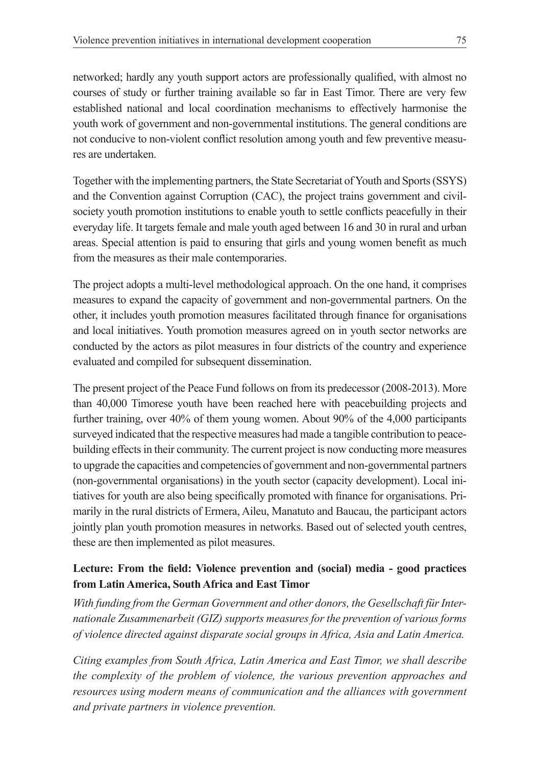networked; hardly any youth support actors are professionally qualified, with almost no courses of study or further training available so far in East Timor. There are very few established national and local coordination mechanisms to effectively harmonise the youth work of government and non-governmental institutions. The general conditions are not conducive to non-violent conflict resolution among youth and few preventive measures are undertaken.

Together with the implementing partners, the State Secretariat of Youth and Sports (SSYS) and the Convention against Corruption (CAC), the project trains government and civil-society youth promotion institutions to enable youth to settle conflicts peacefully in their everyday life. It targets female and male youth aged between 16 and 30 in rural and urban areas. Special attention is paid to ensuring that girls and young women benefit as much from the measures as their male contemporaries.

The project adopts a multi-level methodological approach. On the one hand, it comprises measures to expand the capacity of government and non-governmental partners. On the other, it includes youth promotion measures facilitated through finance for organisations and local initiatives. Youth promotion measures agreed on in youth sector networks are conducted by the actors as pilot measures in four districts of the country and experience evaluated and compiled for subsequent dissemination.

The present project of the Peace Fund follows on from its predecessor (2008-2013). More than 40,000 Timorese youth have been reached here with peacebuilding projects and further training, over 40% of them young women. About 90% of the 4,000 participants surveyed indicated that the respective measures had made a tangible contribution to peacebuilding effects in their community. The current project is now conducting more measures to upgrade the capacities and competencies of government and non-governmental partners (non-governmental organisations) in the youth sector (capacity development). Local initiatives for youth are also being specifically promoted with finance for organisations. Primarily in the rural districts of Ermera, Aileu, Manatuto and Baucau, the participant actors jointly plan youth promotion measures in networks. Based out of selected youth centres, these are then implemented as pilot measures.

**Lecture: From the field: Violence prevention and (social) media - good practices from Latin America, South Africa and East Timor**

*With funding from the German Government and other donors, the Gesellschaft für Internationale Zusammenarbeit (GIZ) supports measures for the prevention of various forms of violence directed against disparate social groups in Africa, Asia and Latin America.*

*Citing examples from South Africa, Latin America and East Timor, we shall describe the complexity of the problem of violence, the various prevention approaches and resources using modern means of communication and the alliances with government and private partners in violence prevention.*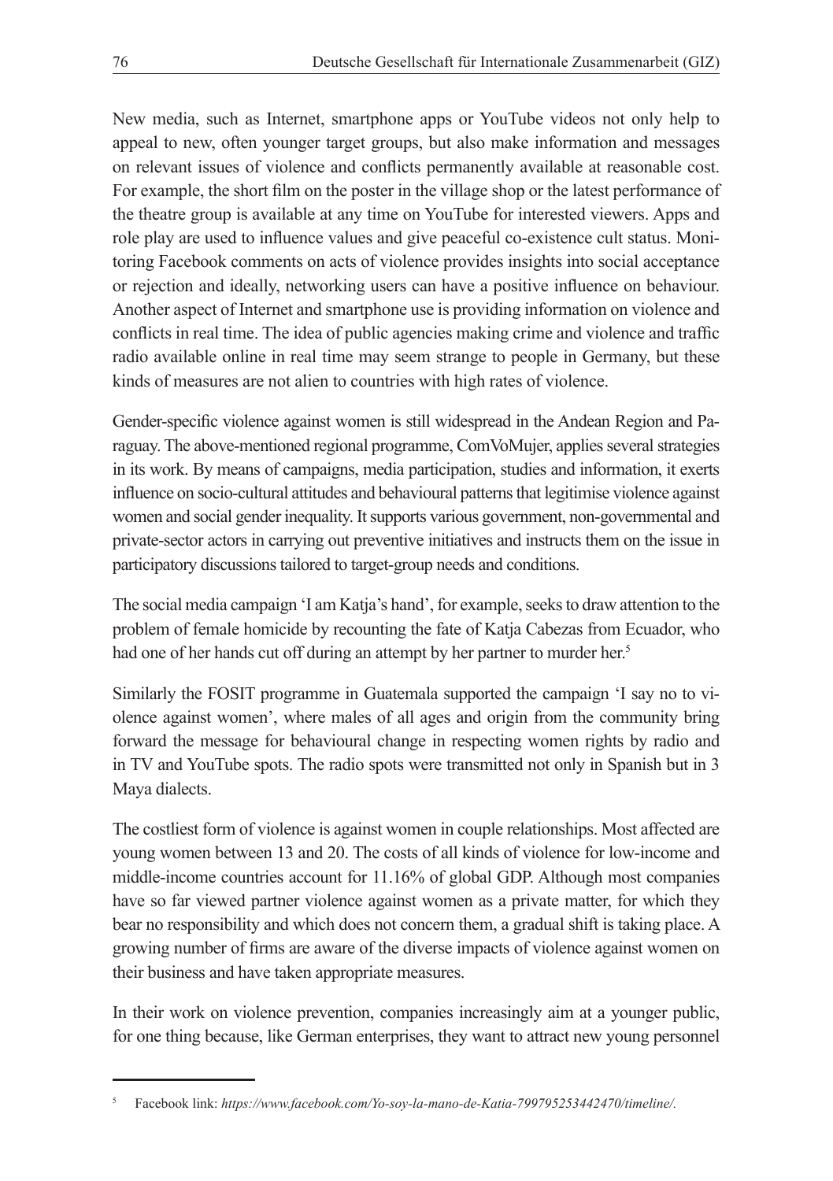New media, such as Internet, smartphone apps or YouTube videos not only help to appeal to new, often younger target groups, but also make information and messages on relevant issues of violence and conflicts permanently available at reasonable cost. For example, the short film on the poster in the village shop or the latest performance of the theatre group is available at any time on YouTube for interested viewers. Apps and role play are used to influence values and give peaceful co-existence cult status. Monitoring Facebook comments on acts of violence provides insights into social acceptance or rejection and ideally, networking users can have a positive influence on behaviour. Another aspect of Internet and smartphone use is providing information on violence and conflicts in real time. The idea of public agencies making crime and violence and traffic radio available online in real time may seem strange to people in Germany, but these kinds of measures are not alien to countries with high rates of violence.

Gender-specific violence against women is still widespread in the Andean Region and Paraguay. The above-mentioned regional programme, ComVoMujer, applies several strategies in its work. By means of campaigns, media participation, studies and information, it exerts influence on socio-cultural attitudes and behavioural patterns that legitimise violence against women and social gender inequality. It supports various government, non-governmental and private-sector actors in carrying out preventive initiatives and instructs them on the issue in participatory discussions tailored to target-group needs and conditions.

The social media campaign 'I am Katja's hand', for example, seeks to draw attention to the problem of female homicide by recounting the fate of Katja Cabezas from Ecuador, who had one of her hands cut off during an attempt by her partner to murder her.[5]

Similarly the FOSIT programme in Guatemala supported the campaign 'I say no to violence against women', where males of all ages and origin from the community bring forward the message for behavioural change in respecting women rights by radio and in TV and YouTube spots. The radio spots were transmitted not only in Spanish but in 3 Maya dialects.

The costliest form of violence is against women in couple relationships. Most affected are young women between 13 and 20. The costs of all kinds of violence for low-income and middle-income countries account for 11.16% of global GDP. Although most companies have so far viewed partner violence against women as a private matter, for which they bear no responsibility and which does not concern them, a gradual shift is taking place. A growing number of firms are aware of the diverse impacts of violence against women on their business and have taken appropriate measures.

In their work on violence prevention, companies increasingly aim at a younger public, for one thing because, like German enterprises, they want to attract new young personnel

---

[5] Facebook link: *https://www.facebook.com/Yo-soy-la-mano-de-Katia-799795253442470/timeline/.*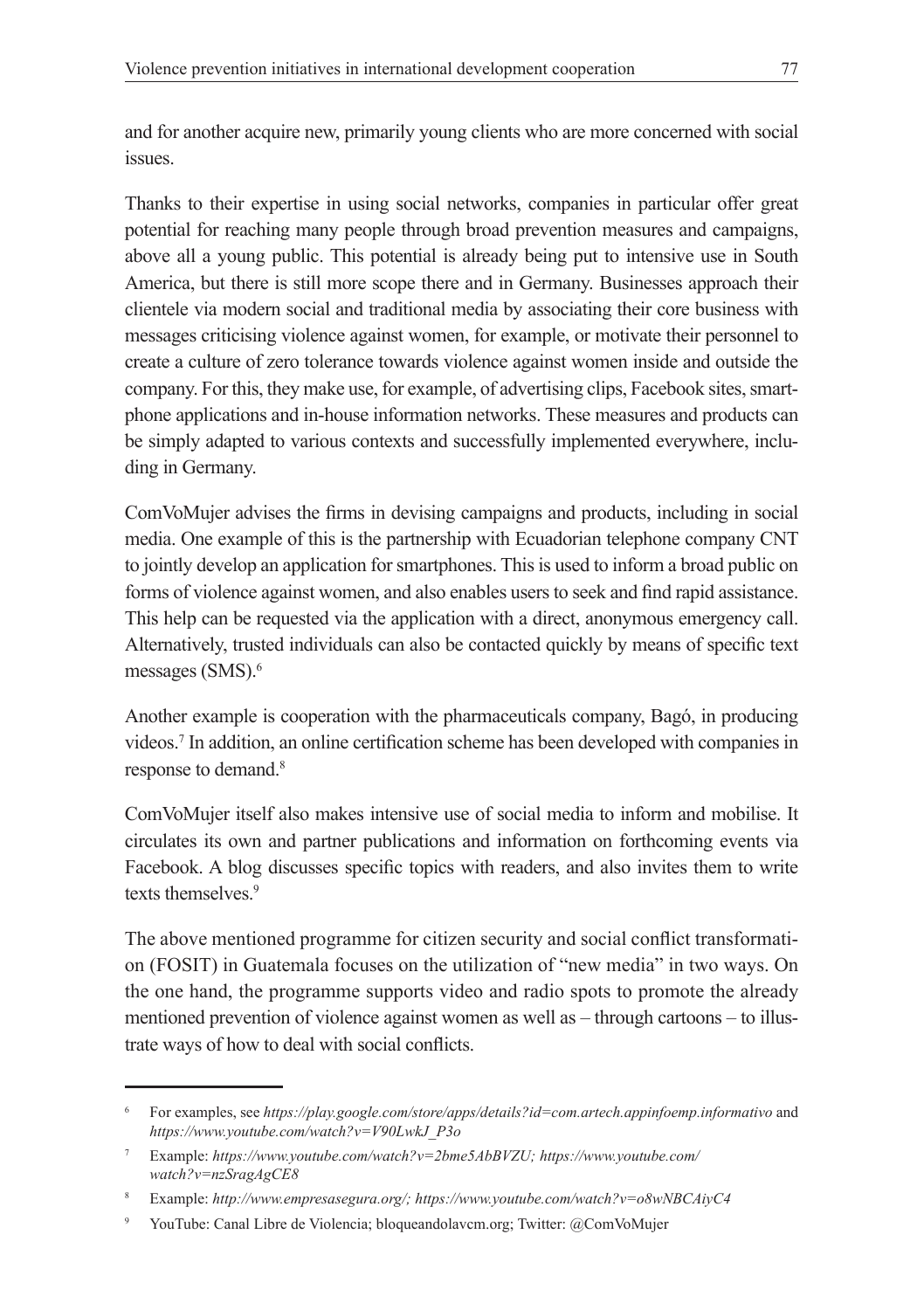and for another acquire new, primarily young clients who are more concerned with social issues.

Thanks to their expertise in using social networks, companies in particular offer great potential for reaching many people through broad prevention measures and campaigns, above all a young public. This potential is already being put to intensive use in South America, but there is still more scope there and in Germany. Businesses approach their clientele via modern social and traditional media by associating their core business with messages criticising violence against women, for example, or motivate their personnel to create a culture of zero tolerance towards violence against women inside and outside the company. For this, they make use, for example, of advertising clips, Facebook sites, smartphone applications and in-house information networks. These measures and products can be simply adapted to various contexts and successfully implemented everywhere, including in Germany.

ComVoMujer advises the firms in devising campaigns and products, including in social media. One example of this is the partnership with Ecuadorian telephone company CNT to jointly develop an application for smartphones. This is used to inform a broad public on forms of violence against women, and also enables users to seek and find rapid assistance. This help can be requested via the application with a direct, anonymous emergency call. Alternatively, trusted individuals can also be contacted quickly by means of specific text messages (SMS).[6]

Another example is cooperation with the pharmaceuticals company, Bagó, in producing videos.[7] In addition, an online certification scheme has been developed with companies in response to demand.[8]

ComVoMujer itself also makes intensive use of social media to inform and mobilise. It circulates its own and partner publications and information on forthcoming events via Facebook. A blog discusses specific topics with readers, and also invites them to write texts themselves.[9]

The above mentioned programme for citizen security and social conflict transformation (FOSIT) in Guatemala focuses on the utilization of "new media" in two ways. On the one hand, the programme supports video and radio spots to promote the already mentioned prevention of violence against women as well as – through cartoons – to illustrate ways of how to deal with social conflicts.

---

[6] For examples, see *https://play.google.com/store/apps/details?id=com.artech.appinfoemp.informativo* and *https://www.youtube.com/watch?v=V90LwkJ_P3o*

[7] Example: *https://www.youtube.com/watch?v=2bme5AbBVZU; https://www.youtube.com/watch?v=nzSragAgCE8*

[8] Example: *http://www.empresasegura.org/; https://www.youtube.com/watch?v=o8wNBCAiyC4*

[9] YouTube: Canal Libre de Violencia; bloqueandolavcm.org; Twitter: @ComVoMujer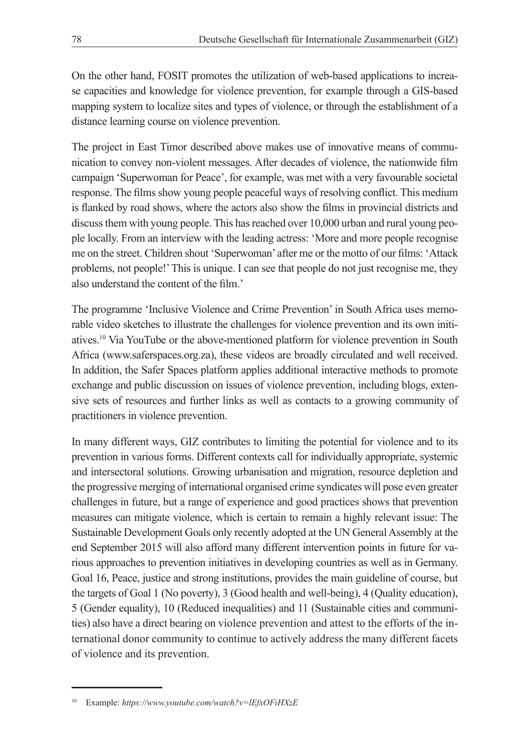On the other hand, FOSIT promotes the utilization of web-based applications to increase capacities and knowledge for violence prevention, for example through a GIS-based mapping system to localize sites and types of violence, or through the establishment of a distance learning course on violence prevention.

The project in East Timor described above makes use of innovative means of communication to convey non-violent messages. After decades of violence, the nationwide film campaign 'Superwoman for Peace', for example, was met with a very favourable societal response. The films show young people peaceful ways of resolving conflict. This medium is flanked by road shows, where the actors also show the films in provincial districts and discuss them with young people. This has reached over 10,000 urban and rural young people locally. From an interview with the leading actress: 'More and more people recognise me on the street. Children shout 'Superwoman' after me or the motto of our films: 'Attack problems, not people!' This is unique. I can see that people do not just recognise me, they also understand the content of the film.'

The programme 'Inclusive Violence and Crime Prevention' in South Africa uses memorable video sketches to illustrate the challenges for violence prevention and its own initiatives.[10] Via YouTube or the above-mentioned platform for violence prevention in South Africa (www.saferspaces.org.za), these videos are broadly circulated and well received. In addition, the Safer Spaces platform applies additional interactive methods to promote exchange and public discussion on issues of violence prevention, including blogs, extensive sets of resources and further links as well as contacts to a growing community of practitioners in violence prevention.

In many different ways, GIZ contributes to limiting the potential for violence and to its prevention in various forms. Different contexts call for individually appropriate, systemic and intersectoral solutions. Growing urbanisation and migration, resource depletion and the progressive merging of international organised crime syndicates will pose even greater challenges in future, but a range of experience and good practices shows that prevention measures can mitigate violence, which is certain to remain a highly relevant issue: The Sustainable Development Goals only recently adopted at the UN General Assembly at the end September 2015 will also afford many different intervention points in future for various approaches to prevention initiatives in developing countries as well as in Germany. Goal 16, Peace, justice and strong institutions, provides the main guideline of course, but the targets of Goal 1 (No poverty), 3 (Good health and well-being), 4 (Quality education), 5 (Gender equality), 10 (Reduced inequalities) and 11 (Sustainable cities and communities) also have a direct bearing on violence prevention and attest to the efforts of the international donor community to continue to actively address the many different facets of violence and its prevention.

---

[10] Example: *https://www.youtube.com/watch?v=lEfxOFiHXzE*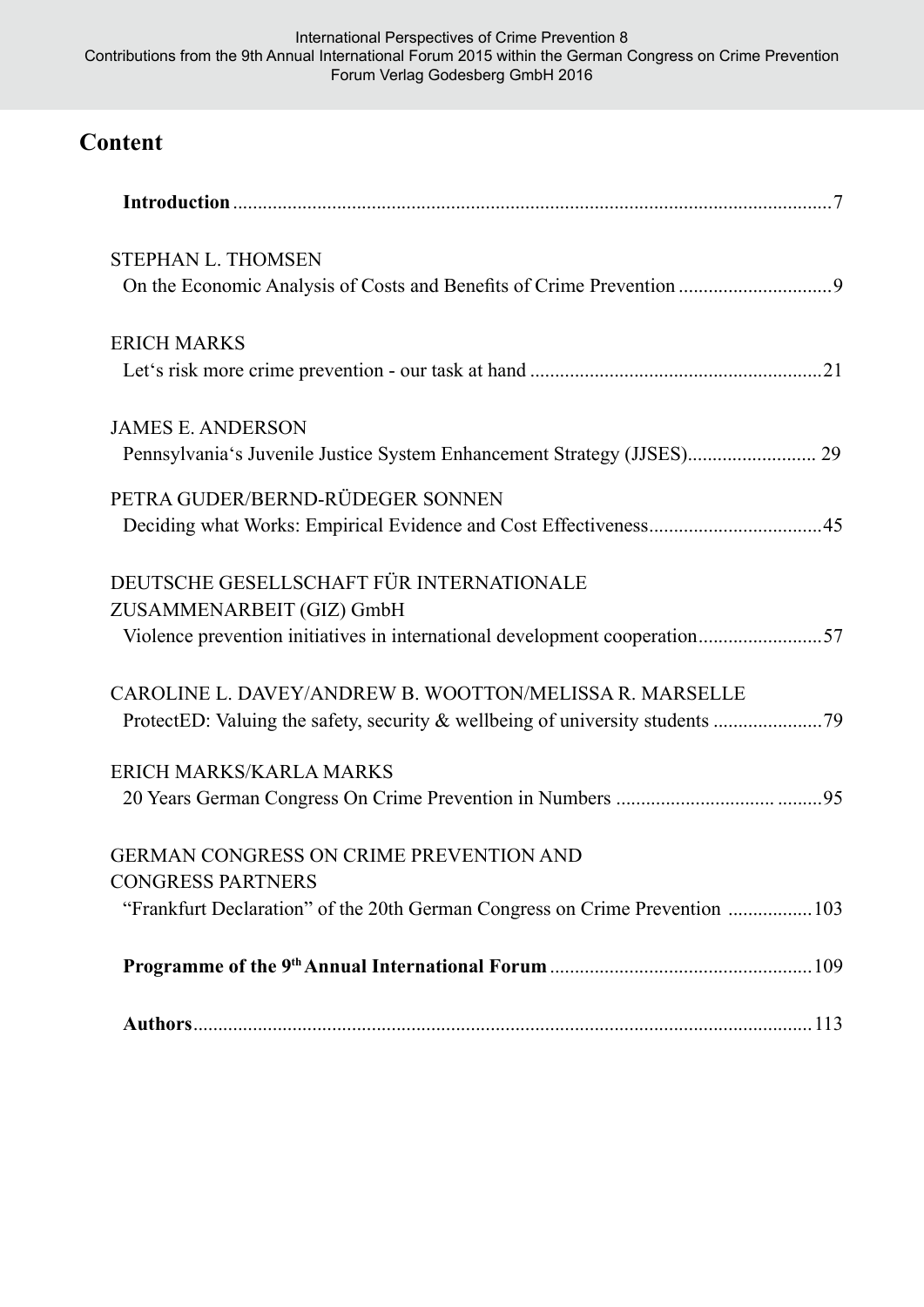## Content

**Introduction** ........................................................................................................................7

STEPHAN L. THOMSEN
On the Economic Analysis of Costs and Benefits of Crime Prevention ...............................9

ERICH MARKS
Let‘s risk more crime prevention - our task at hand ...........................................................21

JAMES E. ANDERSON
Pennsylvania‘s Juvenile Justice System Enhancement Strategy (JJSES).......................... 29

PETRA GUDER/BERND-RÜDEGER SONNEN
Deciding what Works: Empirical Evidence and Cost Effectiveness...................................45

DEUTSCHE GESELLSCHAFT FÜR INTERNATIONALE ZUSAMMENARBEIT (GIZ) GmbH
Violence prevention initiatives in international development cooperation.........................57

CAROLINE L. DAVEY/ANDREW B. WOOTTON/MELISSA R. MARSELLE
ProtectED: Valuing the safety, security & wellbeing of university students ......................79

ERICH MARKS/KARLA MARKS
20 Years German Congress On Crime Prevention in Numbers ............................. .........95

GERMAN CONGRESS ON CRIME PREVENTION AND CONGRESS PARTNERS
“Frankfurt Declaration” of the 20th German Congress on Crime Prevention .................103

**Programme of the 9th Annual International Forum** .....................................................109

**Authors**.............................................................................................................................113